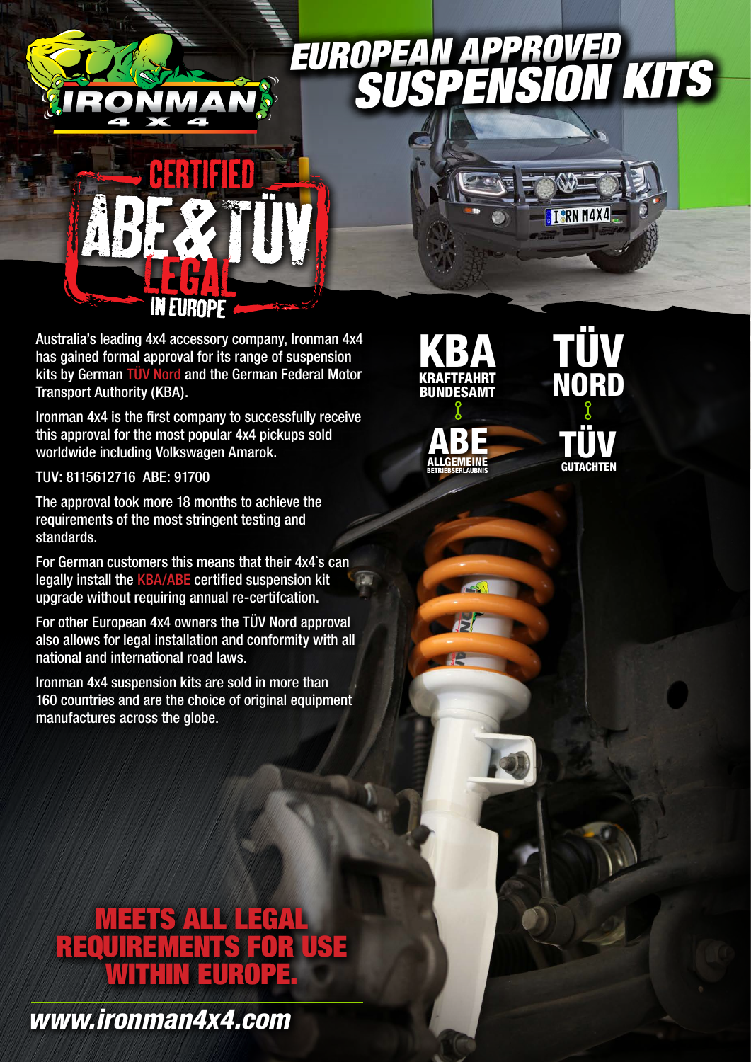# EUROPEAN APPROVED SUSPENSION KITS

IRONMAN 4 X 4

CERTIFIED ABE & TÜV LEGAL IN EUROPE

Australia's leading 4x4 accessory company, Ironman 4x4 has gained formal approval for its range of suspension kits by German TÜV Nord and the German Federal Motor Transport Authority (KBA).

Ironman 4x4 is the first company to successfully receive this approval for the most popular 4x4 pickups sold worldwide including Volkswagen Amarok.

TUV: 8115612716 ABE: 91700

The approval took more 18 months to achieve the requirements of the most stringent testing and standards.

For German customers this means that their 4x4`s can legally install the KBA/ABE certified suspension kit upgrade without requiring annual re-certifcation.

For other European 4x4 owners the TÜV Nord approval also allows for legal installation and conformity with all national and international road laws.

Ironman 4x4 suspension kits are sold in more than 160 countries and are the choice of original equipment manufactures across the globe.

**KBA** KRAFTFAHRT BUNDESAMT

**ABE** ALLGEMEINE BETRIEBSERLAUBNIS

**TÜV NORD**

**TÜV** GUTACHTEN

## MEETS ALL LEGAL REQUIREMENTS FOR USE WITHIN EUROPE.

*www.ironman4x4.com*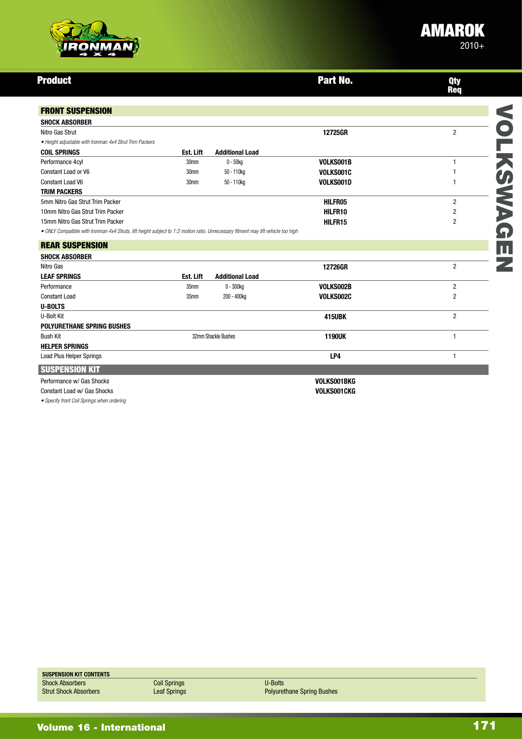# AMAROK

2010+

VOLKSWAGEN

| Product | Est. Lift | Additional Load | Part No. | Qty Req |
|---|---|---|---|---|
| **FRONT SUSPENSION** | | | | |
| **SHOCK ABSORBER** | | | | |
| Nitro Gas Strut | | | **12725GR** | 2 |
| *• Height adjustable with Ironman 4x4 Strut Trim Packers* | | | | |
| **COIL SPRINGS** | **Est. Lift** | **Additional Load** | | |
| Performance 4cyl | 30mm | 0 - 50kg | **VOLKS001B** | 1 |
| Constant Load or V6 | 30mm | 50 - 110kg | **VOLKS001C** | 1 |
| Constant Load V6 | 30mm | 50 - 110kg | **VOLKS001D** | 1 |
| **TRIM PACKERS** | | | | |
| 5mm Nitro Gas Strut Trim Packer | | | **HILFR05** | 2 |
| 10mm Nitro Gas Strut Trim Packer | | | **HILFR10** | 2 |
| 15mm Nitro Gas Strut Trim Packer | | | **HILFR15** | 2 |
| *• ONLY Compatible with Ironman 4x4 Struts, lift height subject to 1:2 motion ratio. Unnecessary fitment may lift vehicle too high* | | | | |
| **REAR SUSPENSION** | | | | |
| **SHOCK ABSORBER** | | | | |
| Nitro Gas | | | **12726GR** | 2 |
| **LEAF SPRINGS** | **Est. Lift** | **Additional Load** | | |
| Performance | 35mm | 0 - 300kg | **VOLKS002B** | 2 |
| Constant Load | 35mm | 200 - 400kg | **VOLKS002C** | 2 |
| **U-BOLTS** | | | | |
| U-Bolt Kit | | | **415UBK** | 2 |
| **POLYURETHANE SPRING BUSHES** | | | | |
| Bush Kit | 32mm Shackle Bushes | | **1190UK** | 1 |
| **HELPER SPRINGS** | | | | |
| Load Plus Helper Springs | | | **LP4** | 1 |
| **SUSPENSION KIT** | | | | |
| Performance w/ Gas Shocks | | | **VOLKS001BKG** | |
| Constant Load w/ Gas Shocks | | | **VOLKS001CKG** | |

*• Specify front Coil Springs when ordering*

**SUSPENSION KIT CONTENTS**

| | | |
|---|---|---|
| Shock Absorbers | Coil Springs | U-Bolts |
| Strut Shock Absorbers | Leaf Springs | Polyurethane Spring Bushes |